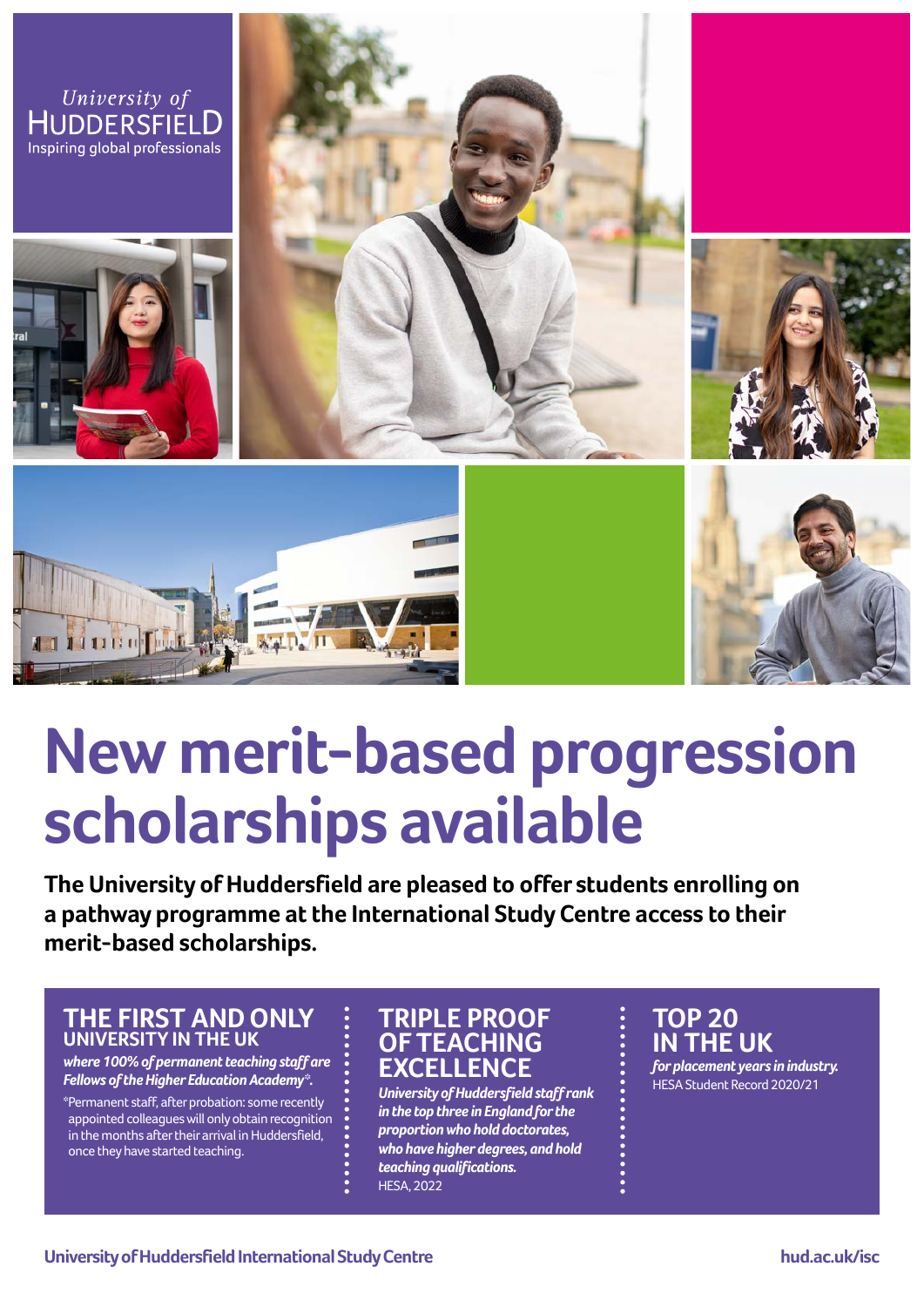University of
HUDDERSFIELD
Inspiring global professionals

# New merit-based progression scholarships available

**The University of Huddersfield are pleased to offer students enrolling on a pathway programme at the International Study Centre access to their merit-based scholarships.**

## THE FIRST AND ONLY UNIVERSITY IN THE UK

***where 100% of permanent teaching staff are Fellows of the Higher Education Academy*\*.**

\*Permanent staff, after probation: some recently appointed colleagues will only obtain recognition in the months after their arrival in Huddersfield, once they have started teaching.

## TRIPLE PROOF OF TEACHING EXCELLENCE

***University of Huddersfield staff rank in the top three in England for the proportion who hold doctorates, who have higher degrees, and hold teaching qualifications.***

HESA, 2022

## TOP 20 IN THE UK

***for placement years in industry.***

HESA Student Record 2020/21

University of Huddersfield International Study Centre

hud.ac.uk/isc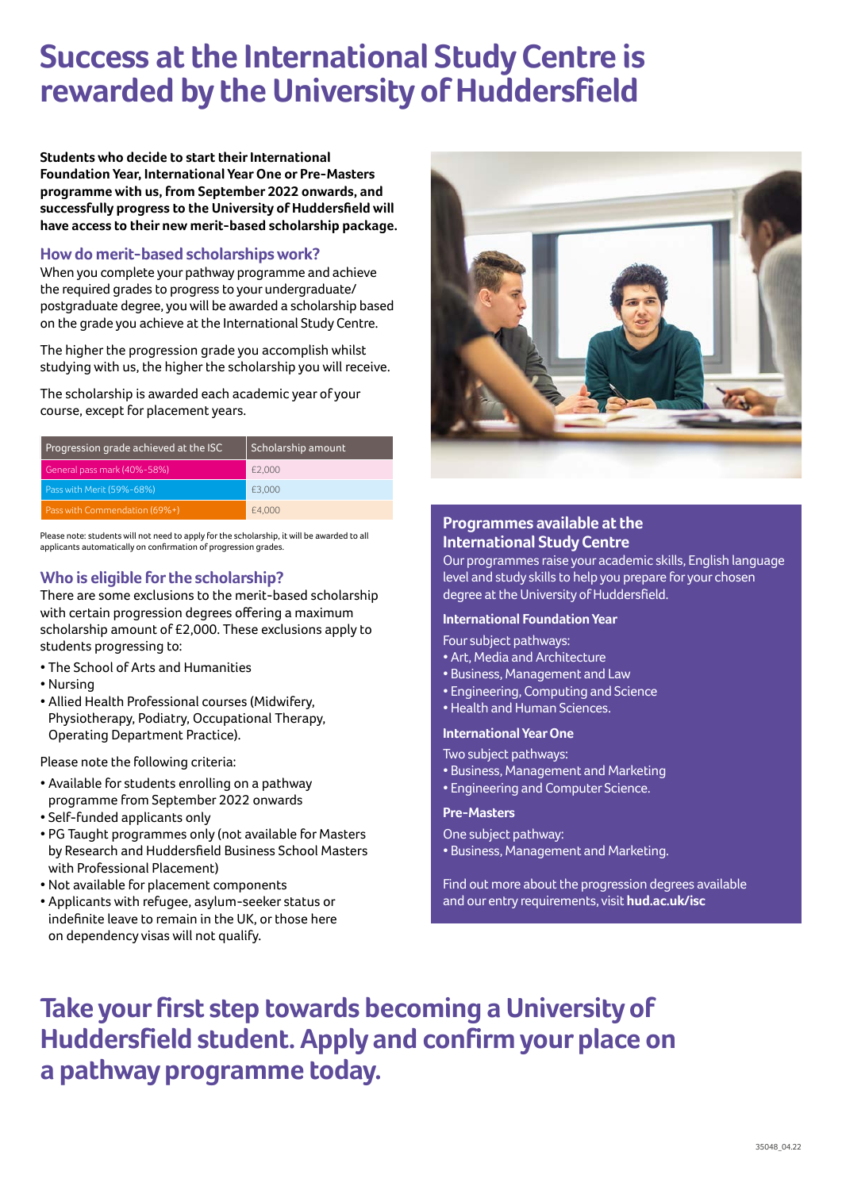# Success at the International Study Centre is rewarded by the University of Huddersfield

**Students who decide to start their International Foundation Year, International Year One or Pre-Masters programme with us, from September 2022 onwards, and successfully progress to the University of Huddersfield will have access to their new merit-based scholarship package.**

## How do merit-based scholarships work?

When you complete your pathway programme and achieve the required grades to progress to your undergraduate/ postgraduate degree, you will be awarded a scholarship based on the grade you achieve at the International Study Centre.

The higher the progression grade you accomplish whilst studying with us, the higher the scholarship you will receive.

The scholarship is awarded each academic year of your course, except for placement years.

| Progression grade achieved at the ISC | Scholarship amount |
|---|---|
| General pass mark (40%-58%) | £2,000 |
| Pass with Merit (59%-68%) | £3,000 |
| Pass with Commendation (69%+) | £4,000 |

Please note: students will not need to apply for the scholarship, it will be awarded to all applicants automatically on confirmation of progression grades.

## Who is eligible for the scholarship?

There are some exclusions to the merit-based scholarship with certain progression degrees offering a maximum scholarship amount of £2,000. These exclusions apply to students progressing to:

- The School of Arts and Humanities
- Nursing
- Allied Health Professional courses (Midwifery, Physiotherapy, Podiatry, Occupational Therapy, Operating Department Practice).

Please note the following criteria:

- Available for students enrolling on a pathway programme from September 2022 onwards
- Self-funded applicants only
- PG Taught programmes only (not available for Masters by Research and Huddersfield Business School Masters with Professional Placement)
- Not available for placement components
- Applicants with refugee, asylum-seeker status or indefinite leave to remain in the UK, or those here on dependency visas will not qualify.

## Programmes available at the International Study Centre

Our programmes raise your academic skills, English language level and study skills to help you prepare for your chosen degree at the University of Huddersfield.

### International Foundation Year

Four subject pathways:

- Art, Media and Architecture
- Business, Management and Law
- Engineering, Computing and Science
- Health and Human Sciences.

### International Year One

Two subject pathways:

- Business, Management and Marketing
- Engineering and Computer Science.

### Pre-Masters

One subject pathway:

- Business, Management and Marketing.

Find out more about the progression degrees available and our entry requirements, visit **hud.ac.uk/isc**

# Take your first step towards becoming a University of Huddersfield student. Apply and confirm your place on a pathway programme today.

35048_04.22